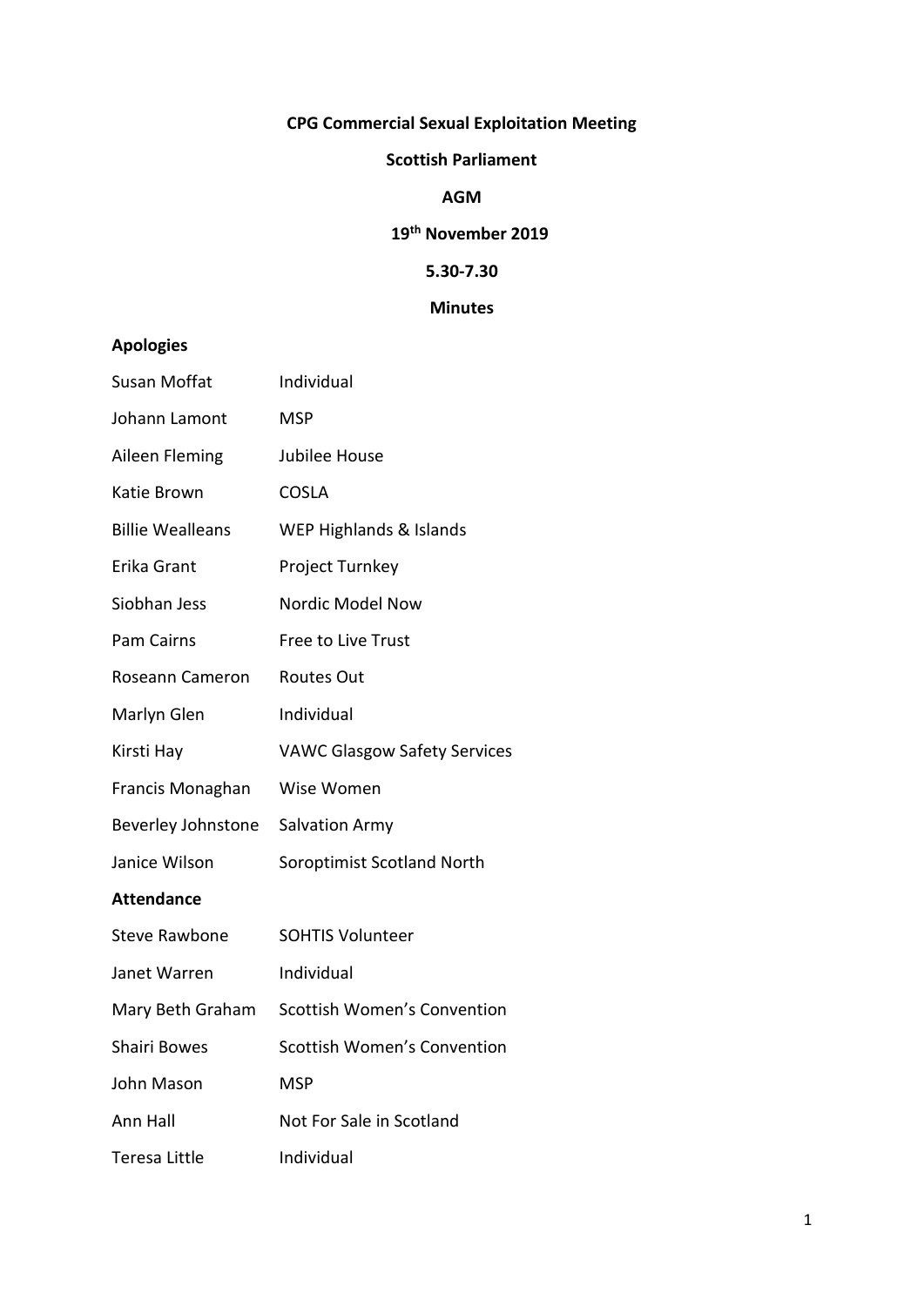**CPG Commercial Sexual Exploitation Meeting**

**Scottish Parliament**

**AGM**

**19th November 2019**

**5.30-7.30**

**Minutes**

## Apologies

| | |
|---|---|
| Susan Moffat | Individual |
| Johann Lamont | MSP |
| Aileen Fleming | Jubilee House |
| Katie Brown | COSLA |
| Billie Wealleans | WEP Highlands & Islands |
| Erika Grant | Project Turnkey |
| Siobhan Jess | Nordic Model Now |
| Pam Cairns | Free to Live Trust |
| Roseann Cameron | Routes Out |
| Marlyn Glen | Individual |
| Kirsti Hay | VAWC Glasgow Safety Services |
| Francis Monaghan | Wise Women |
| Beverley Johnstone | Salvation Army |
| Janice Wilson | Soroptimist Scotland North |

## Attendance

| | |
|---|---|
| Steve Rawbone | SOHTIS Volunteer |
| Janet Warren | Individual |
| Mary Beth Graham | Scottish Women's Convention |
| Shairi Bowes | Scottish Women's Convention |
| John Mason | MSP |
| Ann Hall | Not For Sale in Scotland |
| Teresa Little | Individual |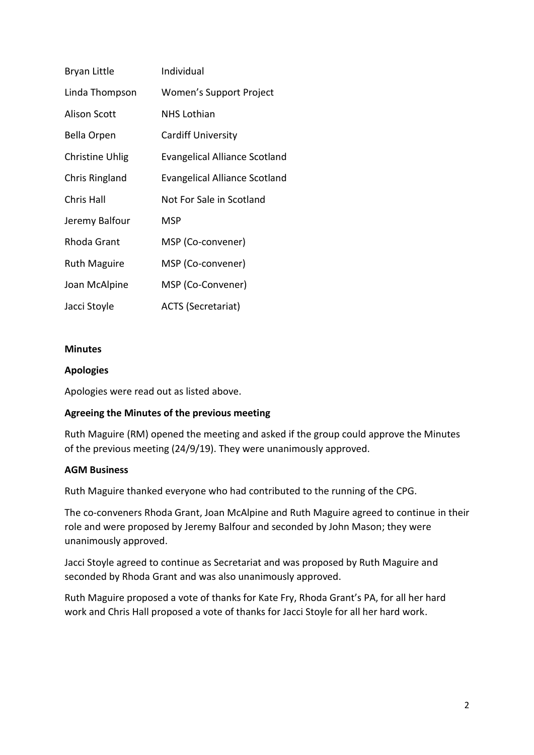| | |
|---|---|
| Bryan Little | Individual |
| Linda Thompson | Women's Support Project |
| Alison Scott | NHS Lothian |
| Bella Orpen | Cardiff University |
| Christine Uhlig | Evangelical Alliance Scotland |
| Chris Ringland | Evangelical Alliance Scotland |
| Chris Hall | Not For Sale in Scotland |
| Jeremy Balfour | MSP |
| Rhoda Grant | MSP (Co-convener) |
| Ruth Maguire | MSP (Co-convener) |
| Joan McAlpine | MSP (Co-Convener) |
| Jacci Stoyle | ACTS (Secretariat) |

**Minutes**

**Apologies**

Apologies were read out as listed above.

**Agreeing the Minutes of the previous meeting**

Ruth Maguire (RM) opened the meeting and asked if the group could approve the Minutes of the previous meeting (24/9/19). They were unanimously approved.

**AGM Business**

Ruth Maguire thanked everyone who had contributed to the running of the CPG.

The co-conveners Rhoda Grant, Joan McAlpine and Ruth Maguire agreed to continue in their role and were proposed by Jeremy Balfour and seconded by John Mason; they were unanimously approved.

Jacci Stoyle agreed to continue as Secretariat and was proposed by Ruth Maguire and seconded by Rhoda Grant and was also unanimously approved.

Ruth Maguire proposed a vote of thanks for Kate Fry, Rhoda Grant's PA, for all her hard work and Chris Hall proposed a vote of thanks for Jacci Stoyle for all her hard work.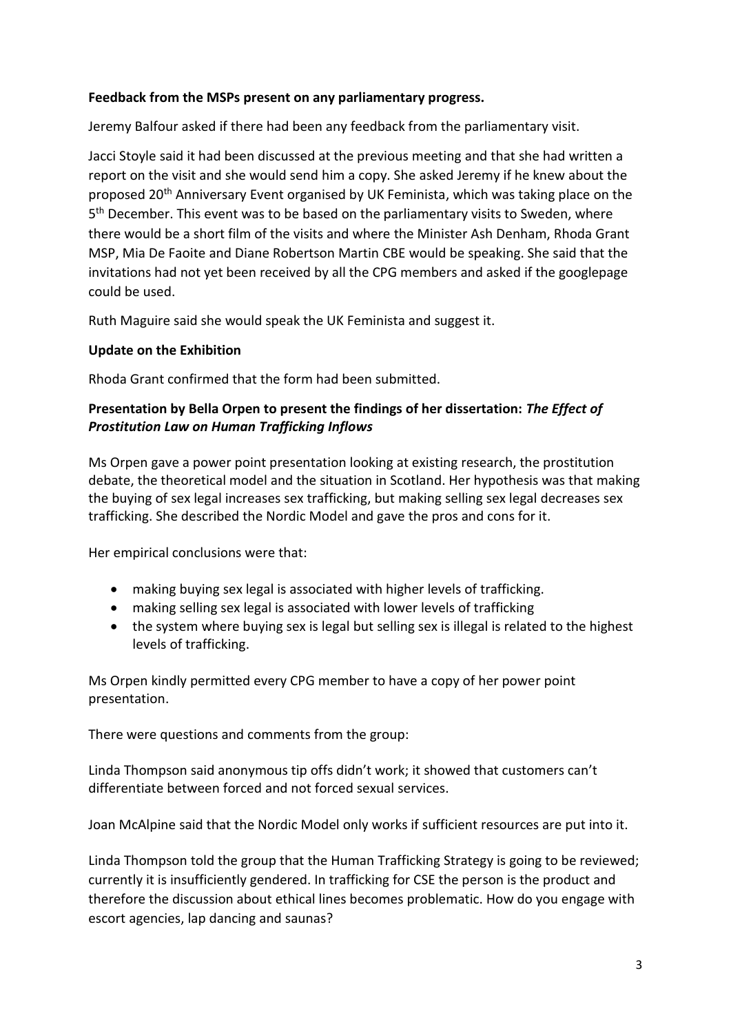**Feedback from the MSPs present on any parliamentary progress.**

Jeremy Balfour asked if there had been any feedback from the parliamentary visit.

Jacci Stoyle said it had been discussed at the previous meeting and that she had written a report on the visit and she would send him a copy. She asked Jeremy if he knew about the proposed 20th Anniversary Event organised by UK Feminista, which was taking place on the 5th December. This event was to be based on the parliamentary visits to Sweden, where there would be a short film of the visits and where the Minister Ash Denham, Rhoda Grant MSP, Mia De Faoite and Diane Robertson Martin CBE would be speaking. She said that the invitations had not yet been received by all the CPG members and asked if the googlepage could be used.

Ruth Maguire said she would speak the UK Feminista and suggest it.

**Update on the Exhibition**

Rhoda Grant confirmed that the form had been submitted.

**Presentation by Bella Orpen to present the findings of her dissertation: *The Effect of Prostitution Law on Human Trafficking Inflows***

Ms Orpen gave a power point presentation looking at existing research, the prostitution debate, the theoretical model and the situation in Scotland. Her hypothesis was that making the buying of sex legal increases sex trafficking, but making selling sex legal decreases sex trafficking. She described the Nordic Model and gave the pros and cons for it.

Her empirical conclusions were that:

- making buying sex legal is associated with higher levels of trafficking.
- making selling sex legal is associated with lower levels of trafficking
- the system where buying sex is legal but selling sex is illegal is related to the highest levels of trafficking.

Ms Orpen kindly permitted every CPG member to have a copy of her power point presentation.

There were questions and comments from the group:

Linda Thompson said anonymous tip offs didn't work; it showed that customers can't differentiate between forced and not forced sexual services.

Joan McAlpine said that the Nordic Model only works if sufficient resources are put into it.

Linda Thompson told the group that the Human Trafficking Strategy is going to be reviewed; currently it is insufficiently gendered. In trafficking for CSE the person is the product and therefore the discussion about ethical lines becomes problematic. How do you engage with escort agencies, lap dancing and saunas?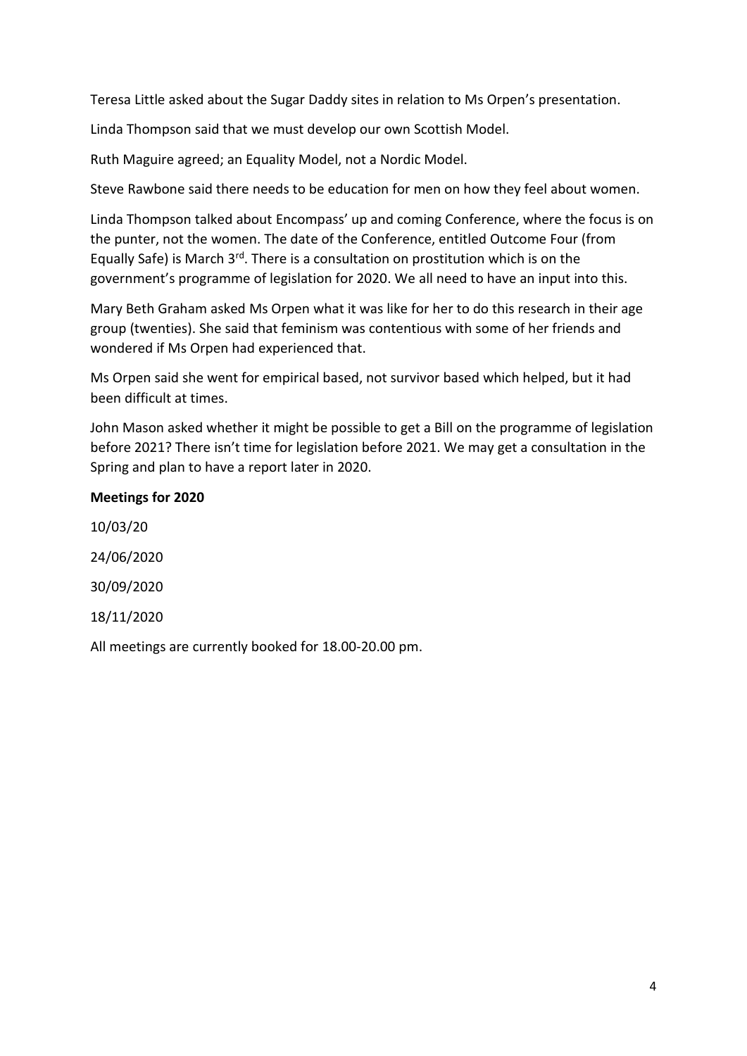Teresa Little asked about the Sugar Daddy sites in relation to Ms Orpen's presentation.

Linda Thompson said that we must develop our own Scottish Model.

Ruth Maguire agreed; an Equality Model, not a Nordic Model.

Steve Rawbone said there needs to be education for men on how they feel about women.

Linda Thompson talked about Encompass' up and coming Conference, where the focus is on the punter, not the women. The date of the Conference, entitled Outcome Four (from Equally Safe) is March 3rd. There is a consultation on prostitution which is on the government's programme of legislation for 2020. We all need to have an input into this.

Mary Beth Graham asked Ms Orpen what it was like for her to do this research in their age group (twenties). She said that feminism was contentious with some of her friends and wondered if Ms Orpen had experienced that.

Ms Orpen said she went for empirical based, not survivor based which helped, but it had been difficult at times.

John Mason asked whether it might be possible to get a Bill on the programme of legislation before 2021? There isn't time for legislation before 2021. We may get a consultation in the Spring and plan to have a report later in 2020.

**Meetings for 2020**

10/03/20

24/06/2020

30/09/2020

18/11/2020

All meetings are currently booked for 18.00-20.00 pm.